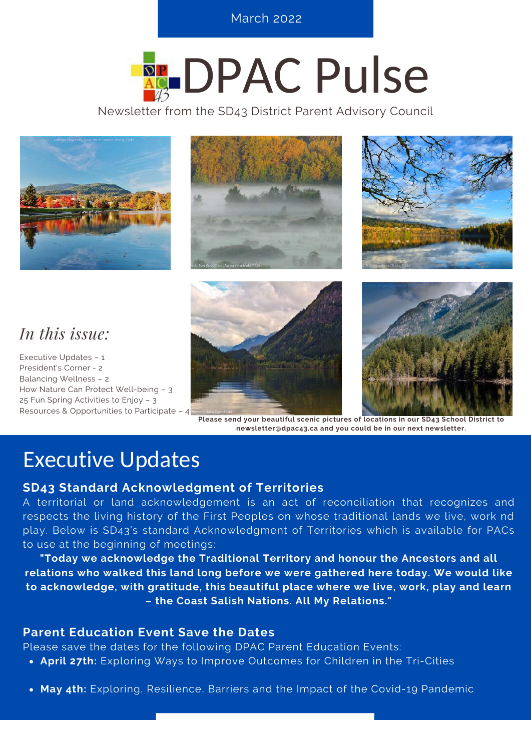March 2022

# DPAC Pulse

Newsletter from the SD43 District Parent Advisory Council

*In this issue:*

Executive Updates – 1
President's Corner - 2
Balancing Wellness – 2
How Nature Can Protect Well-being – 3
25 Fun Spring Activities to Enjoy – 3
Resources & Opportunities to Participate – 4

**Please send your beautiful scenic pictures of locations in our SD43 School District to newsletter@dpac43.ca and you could be in our next newsletter.**

## Executive Updates

### SD43 Standard Acknowledgment of Territories

A territorial or land acknowledgement is an act of reconciliation that recognizes and respects the living history of the First Peoples on whose traditional lands we live, work nd play. Below is SD43's standard Acknowledgment of Territories which is available for PACs to use at the beginning of meetings:

**"Today we acknowledge the Traditional Territory and honour the Ancestors and all relations who walked this land long before we were gathered here today. We would like to acknowledge, with gratitude, this beautiful place where we live, work, play and learn – the Coast Salish Nations. All My Relations."**

### Parent Education Event Save the Dates

Please save the dates for the following DPAC Parent Education Events:

- **April 27th:** Exploring Ways to Improve Outcomes for Children in the Tri-Cities
- **May 4th:** Exploring, Resilience, Barriers and the Impact of the Covid-19 Pandemic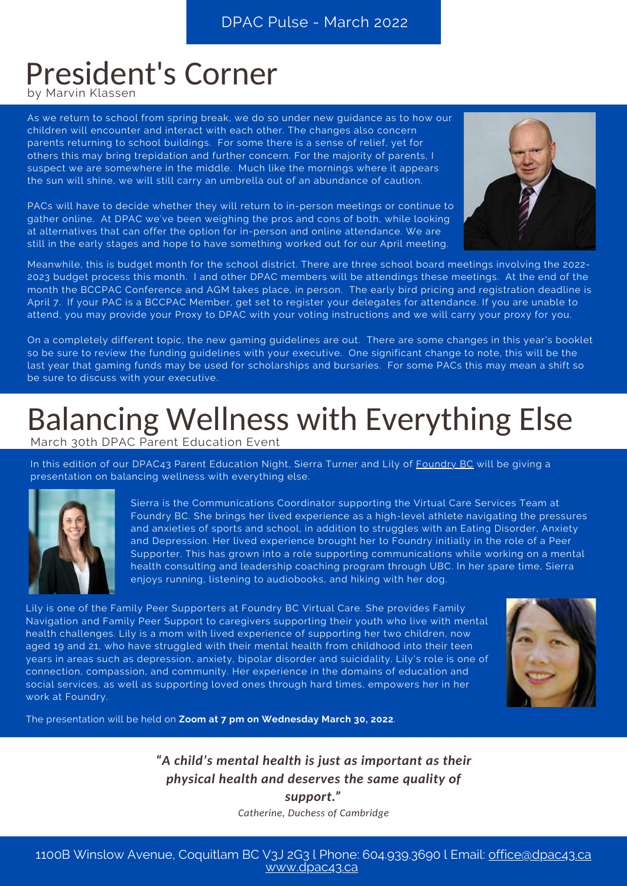DPAC Pulse - March 2022

# President's Corner

by Marvin Klassen

As we return to school from spring break, we do so under new guidance as to how our children will encounter and interact with each other. The changes also concern parents returning to school buildings. For some there is a sense of relief, yet for others this may bring trepidation and further concern. For the majority of parents, I suspect we are somewhere in the middle. Much like the mornings where it appears the sun will shine, we will still carry an umbrella out of an abundance of caution.

PACs will have to decide whether they will return to in-person meetings or continue to gather online. At DPAC we've been weighing the pros and cons of both, while looking at alternatives that can offer the option for in-person and online attendance. We are still in the early stages and hope to have something worked out for our April meeting.

Meanwhile, this is budget month for the school district. There are three school board meetings involving the 2022-2023 budget process this month. I and other DPAC members will be attendings these meetings. At the end of the month the BCCPAC Conference and AGM takes place, in person. The early bird pricing and registration deadline is April 7. If your PAC is a BCCPAC Member, get set to register your delegates for attendance. If you are unable to attend, you may provide your Proxy to DPAC with your voting instructions and we will carry your proxy for you.

On a completely different topic, the new gaming guidelines are out. There are some changes in this year's booklet so be sure to review the funding guidelines with your executive. One significant change to note, this will be the last year that gaming funds may be used for scholarships and bursaries. For some PACs this may mean a shift so be sure to discuss with your executive.

# Balancing Wellness with Everything Else

March 30th DPAC Parent Education Event

In this edition of our DPAC43 Parent Education Night, Sierra Turner and Lily of Foundry BC will be giving a presentation on balancing wellness with everything else.

Sierra is the Communications Coordinator supporting the Virtual Care Services Team at Foundry BC. She brings her lived experience as a high-level athlete navigating the pressures and anxieties of sports and school, in addition to struggles with an Eating Disorder, Anxiety and Depression. Her lived experience brought her to Foundry initially in the role of a Peer Supporter. This has grown into a role supporting communications while working on a mental health consulting and leadership coaching program through UBC. In her spare time, Sierra enjoys running, listening to audiobooks, and hiking with her dog.

Lily is one of the Family Peer Supporters at Foundry BC Virtual Care. She provides Family Navigation and Family Peer Support to caregivers supporting their youth who live with mental health challenges. Lily is a mom with lived experience of supporting her two children, now aged 19 and 21, who have struggled with their mental health from childhood into their teen years in areas such as depression, anxiety, bipolar disorder and suicidality. Lily's role is one of connection, compassion, and community. Her experience in the domains of education and social services, as well as supporting loved ones through hard times, empowers her in her work at Foundry.

The presentation will be held on **Zoom at 7 pm on Wednesday March 30, 2022**.

***"A child's mental health is just as important as their physical health and deserves the same quality of support."***

*Catherine, Duchess of Cambridge*

1100B Winslow Avenue, Coquitlam BC V3J 2G3 l Phone: 604.939.3690 l Email: office@dpac43.ca
www.dpac43.ca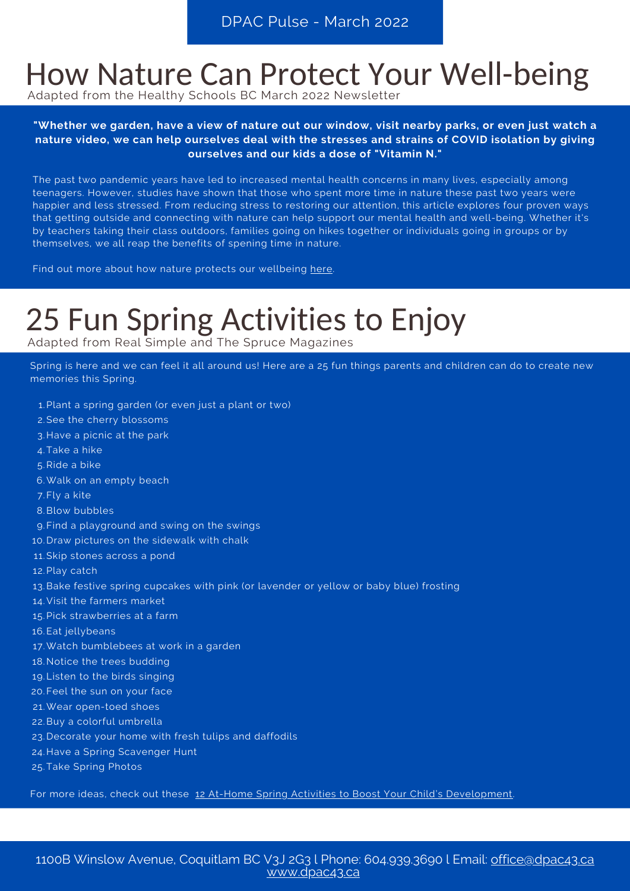# How Nature Can Protect Your Well-being

Adapted from the Healthy Schools BC March 2022 Newsletter

**"Whether we garden, have a view of nature out our window, visit nearby parks, or even just watch a nature video, we can help ourselves deal with the stresses and strains of COVID isolation by giving ourselves and our kids a dose of "Vitamin N."**

The past two pandemic years have led to increased mental health concerns in many lives, especially among teenagers. However, studies have shown that those who spent more time in nature these past two years were happier and less stressed. From reducing stress to restoring our attention, this article explores four proven ways that getting outside and connecting with nature can help support our mental health and well-being. Whether it's by teachers taking their class outdoors, families going on hikes together or individuals going in groups or by themselves, we all reap the benefits of spening time in nature.

Find out more about how nature protects our wellbeing here.

# 25 Fun Spring Activities to Enjoy

Adapted from Real Simple and The Spruce Magazines

Spring is here and we can feel it all around us! Here are a 25 fun things parents and children can do to create new memories this Spring.

1. Plant a spring garden (or even just a plant or two)
2. See the cherry blossoms
3. Have a picnic at the park
4. Take a hike
5. Ride a bike
6. Walk on an empty beach
7. Fly a kite
8. Blow bubbles
9. Find a playground and swing on the swings
10. Draw pictures on the sidewalk with chalk
11. Skip stones across a pond
12. Play catch
13. Bake festive spring cupcakes with pink (or lavender or yellow or baby blue) frosting
14. Visit the farmers market
15. Pick strawberries at a farm
16. Eat jellybeans
17. Watch bumblebees at work in a garden
18. Notice the trees budding
19. Listen to the birds singing
20. Feel the sun on your face
21. Wear open-toed shoes
22. Buy a colorful umbrella
23. Decorate your home with fresh tulips and daffodils
24. Have a Spring Scavenger Hunt
25. Take Spring Photos

For more ideas, check out these 12 At-Home Spring Activities to Boost Your Child's Development.

1100B Winslow Avenue, Coquitlam BC V3J 2G3 l Phone: 604.939.3690 l Email: office@dpac43.ca
www.dpac43.ca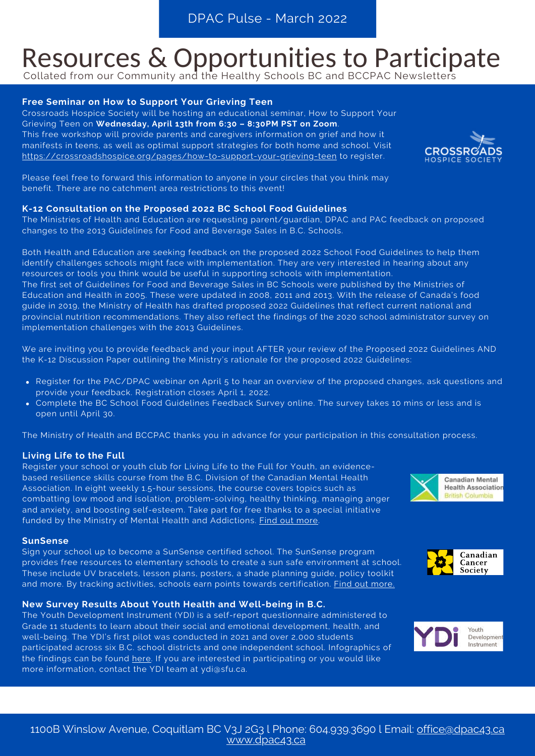DPAC Pulse - March 2022

# Resources & Opportunities to Participate

Collated from our Community and the Healthy Schools BC and BCCPAC Newsletters

### Free Seminar on How to Support Your Grieving Teen

Crossroads Hospice Society will be hosting an educational seminar, How to Support Your Grieving Teen on **Wednesday, April 13th from 6:30 – 8:30PM PST on Zoom**.
This free workshop will provide parents and caregivers information on grief and how it manifests in teens, as well as optimal support strategies for both home and school. Visit https://crossroadshospice.org/pages/how-to-support-your-grieving-teen to register.

Please feel free to forward this information to anyone in your circles that you think may benefit. There are no catchment area restrictions to this event!

### K-12 Consultation on the Proposed 2022 BC School Food Guidelines

The Ministries of Health and Education are requesting parent/guardian, DPAC and PAC feedback on proposed changes to the 2013 Guidelines for Food and Beverage Sales in B.C. Schools.

Both Health and Education are seeking feedback on the proposed 2022 School Food Guidelines to help them identify challenges schools might face with implementation. They are very interested in hearing about any resources or tools you think would be useful in supporting schools with implementation.
The first set of Guidelines for Food and Beverage Sales in BC Schools were published by the Ministries of Education and Health in 2005. These were updated in 2008, 2011 and 2013. With the release of Canada's food guide in 2019, the Ministry of Health has drafted proposed 2022 Guidelines that reflect current national and provincial nutrition recommendations. They also reflect the findings of the 2020 school administrator survey on implementation challenges with the 2013 Guidelines.

We are inviting you to provide feedback and your input AFTER your review of the Proposed 2022 Guidelines AND the K-12 Discussion Paper outlining the Ministry's rationale for the proposed 2022 Guidelines:

- Register for the PAC/DPAC webinar on April 5 to hear an overview of the proposed changes, ask questions and provide your feedback. Registration closes April 1, 2022.
- Complete the BC School Food Guidelines Feedback Survey online. The survey takes 10 mins or less and is open until April 30.

The Ministry of Health and BCCPAC thanks you in advance for your participation in this consultation process.

### Living Life to the Full

Register your school or youth club for Living Life to the Full for Youth, an evidence-based resilience skills course from the B.C. Division of the Canadian Mental Health Association. In eight weekly 1.5-hour sessions, the course covers topics such as combatting low mood and isolation, problem-solving, healthy thinking, managing anger and anxiety, and boosting self-esteem. Take part for free thanks to a special initiative funded by the Ministry of Mental Health and Addictions. Find out more.

### SunSense

Sign your school up to become a SunSense certified school. The SunSense program provides free resources to elementary schools to create a sun safe environment at school. These include UV bracelets, lesson plans, posters, a shade planning guide, policy toolkit and more. By tracking activities, schools earn points towards certification. Find out more.

### New Survey Results About Youth Health and Well-being in B.C.

The Youth Development Instrument (YDI) is a self-report questionnaire administered to Grade 11 students to learn about their social and emotional development, health, and well-being. The YDI's first pilot was conducted in 2021 and over 2,000 students participated across six B.C. school districts and one independent school. Infographics of the findings can be found here. If you are interested in participating or you would like more information, contact the YDI team at ydi@sfu.ca.

1100B Winslow Avenue, Coquitlam BC V3J 2G3 | Phone: 604.939.3690 | Email: office@dpac43.ca
www.dpac43.ca